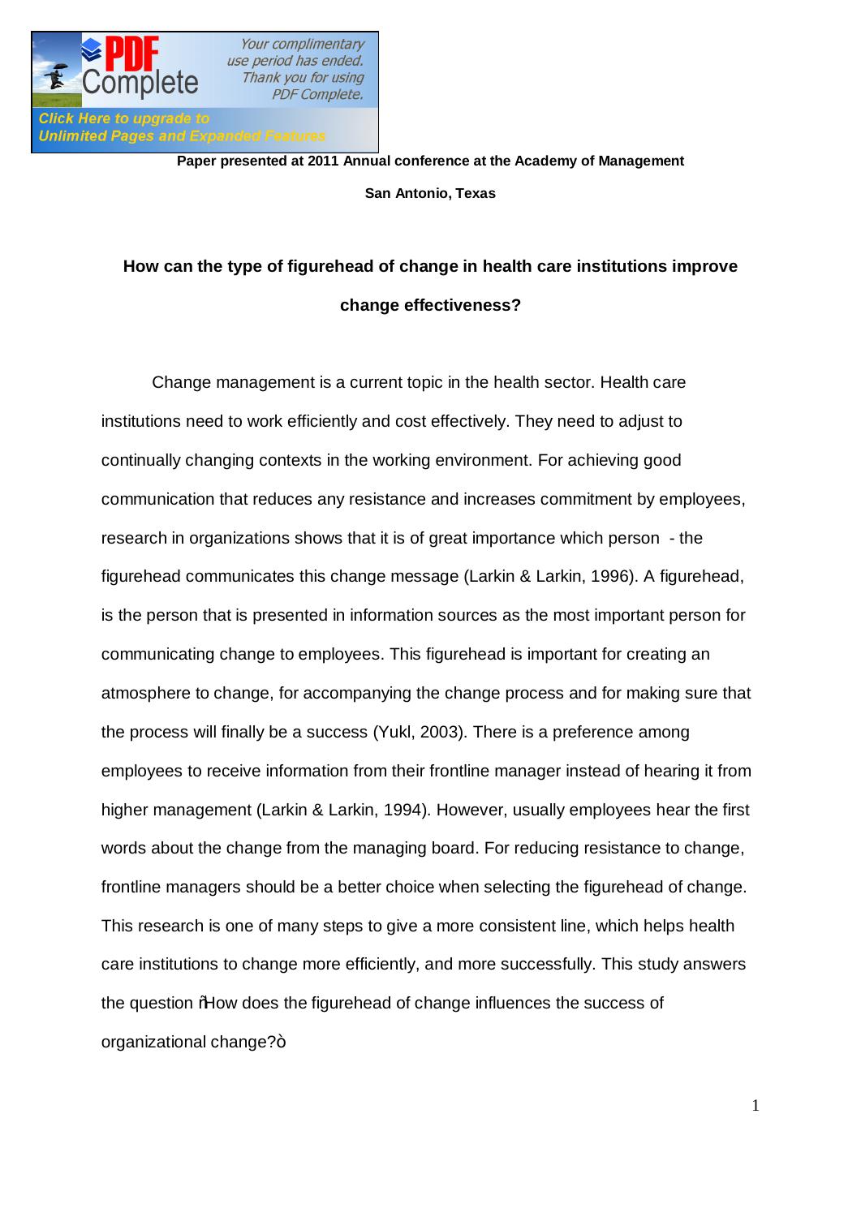Paper presented at 2011 Annual conference at the Academy of Management

San Antonio, Texas

# How can the type of figurehead of change in health care institutions improve change effectiveness?

Change management is a current topic in the health sector. Health care institutions need to work efficiently and cost effectively. They need to adjust to continually changing contexts in the working environment. For achieving good communication that reduces any resistance and increases commitment by employees, research in organizations shows that it is of great importance which person - the figurehead communicates this change message (Larkin & Larkin, 1996). A figurehead, is the person that is presented in information sources as the most important person for communicating change to employees. This figurehead is important for creating an atmosphere to change, for accompanying the change process and for making sure that the process will finally be a success (Yukl, 2003). There is a preference among employees to receive information from their frontline manager instead of hearing it from higher management (Larkin & Larkin, 1994). However, usually employees hear the first words about the change from the managing board. For reducing resistance to change, frontline managers should be a better choice when selecting the figurehead of change. This research is one of many steps to give a more consistent line, which helps health care institutions to change more efficiently, and more successfully. This study answers the question "How does the figurehead of change influences the success of organizational change?"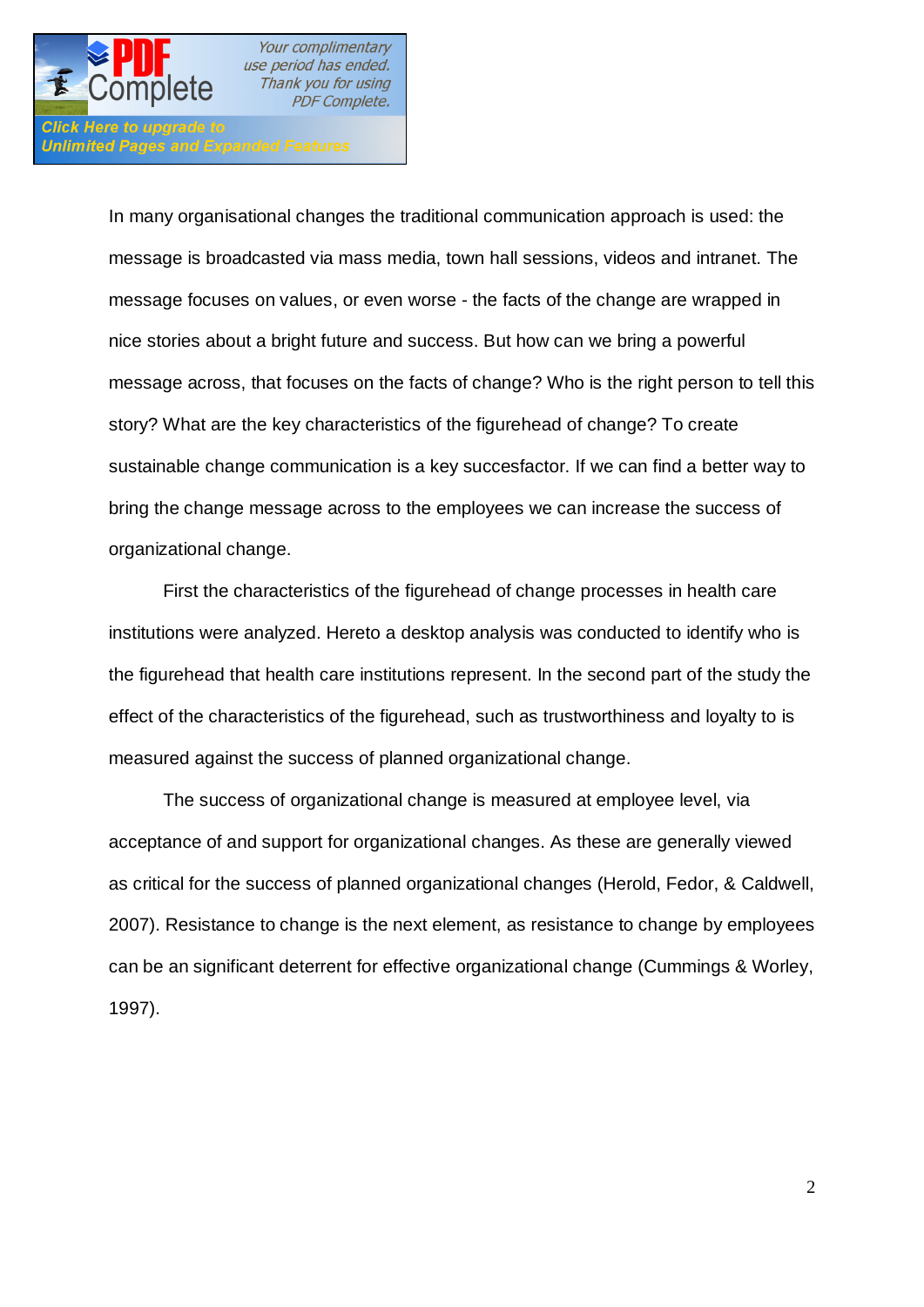In many organisational changes the traditional communication approach is used: the message is broadcasted via mass media, town hall sessions, videos and intranet. The message focuses on values, or even worse - the facts of the change are wrapped in nice stories about a bright future and success. But how can we bring a powerful message across, that focuses on the facts of change? Who is the right person to tell this story? What are the key characteristics of the figurehead of change? To create sustainable change communication is a key succesfactor. If we can find a better way to bring the change message across to the employees we can increase the success of organizational change.

First the characteristics of the figurehead of change processes in health care institutions were analyzed. Hereto a desktop analysis was conducted to identify who is the figurehead that health care institutions represent. In the second part of the study the effect of the characteristics of the figurehead, such as trustworthiness and loyalty to is measured against the success of planned organizational change.

The success of organizational change is measured at employee level, via acceptance of and support for organizational changes. As these are generally viewed as critical for the success of planned organizational changes (Herold, Fedor, & Caldwell, 2007). Resistance to change is the next element, as resistance to change by employees can be an significant deterrent for effective organizational change (Cummings & Worley, 1997).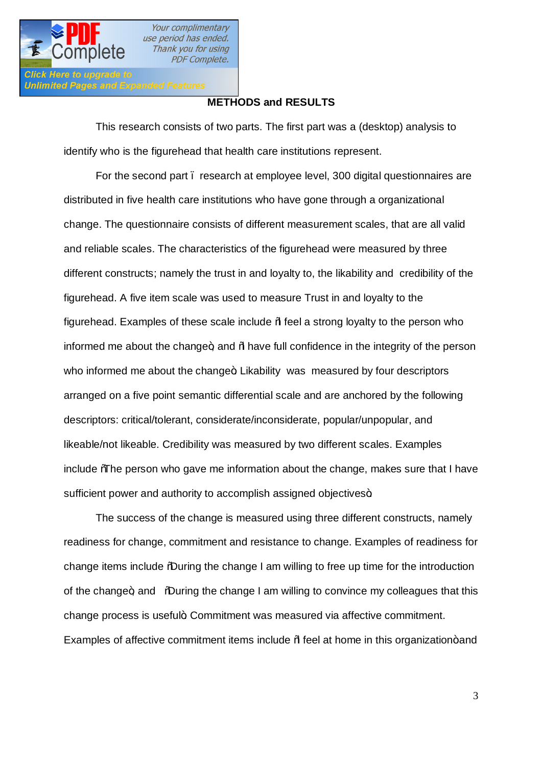## METHODS and RESULTS

This research consists of two parts. The first part was a (desktop) analysis to identify who is the figurehead that health care institutions represent.

For the second part – research at employee level, 300 digital questionnaires are distributed in five health care institutions who have gone through a organizational change. The questionnaire consists of different measurement scales, that are all valid and reliable scales. The characteristics of the figurehead were measured by three different constructs; namely the trust in and loyalty to, the likability and credibility of the figurehead. A five item scale was used to measure Trust in and loyalty to the figurehead. Examples of these scale include "I feel a strong loyalty to the person who informed me about the change" and "I have full confidence in the integrity of the person who informed me about the change". Likability was measured by four descriptors arranged on a five point semantic differential scale and are anchored by the following descriptors: critical/tolerant, considerate/inconsiderate, popular/unpopular, and likeable/not likeable. Credibility was measured by two different scales. Examples include "The person who gave me information about the change, makes sure that I have sufficient power and authority to accomplish assigned objectives".

The success of the change is measured using three different constructs, namely readiness for change, commitment and resistance to change. Examples of readiness for change items include "During the change I am willing to free up time for the introduction of the change" and "During the change I am willing to convince my colleagues that this change process is useful". Commitment was measured via affective commitment. Examples of affective commitment items include "I feel at home in this organization" and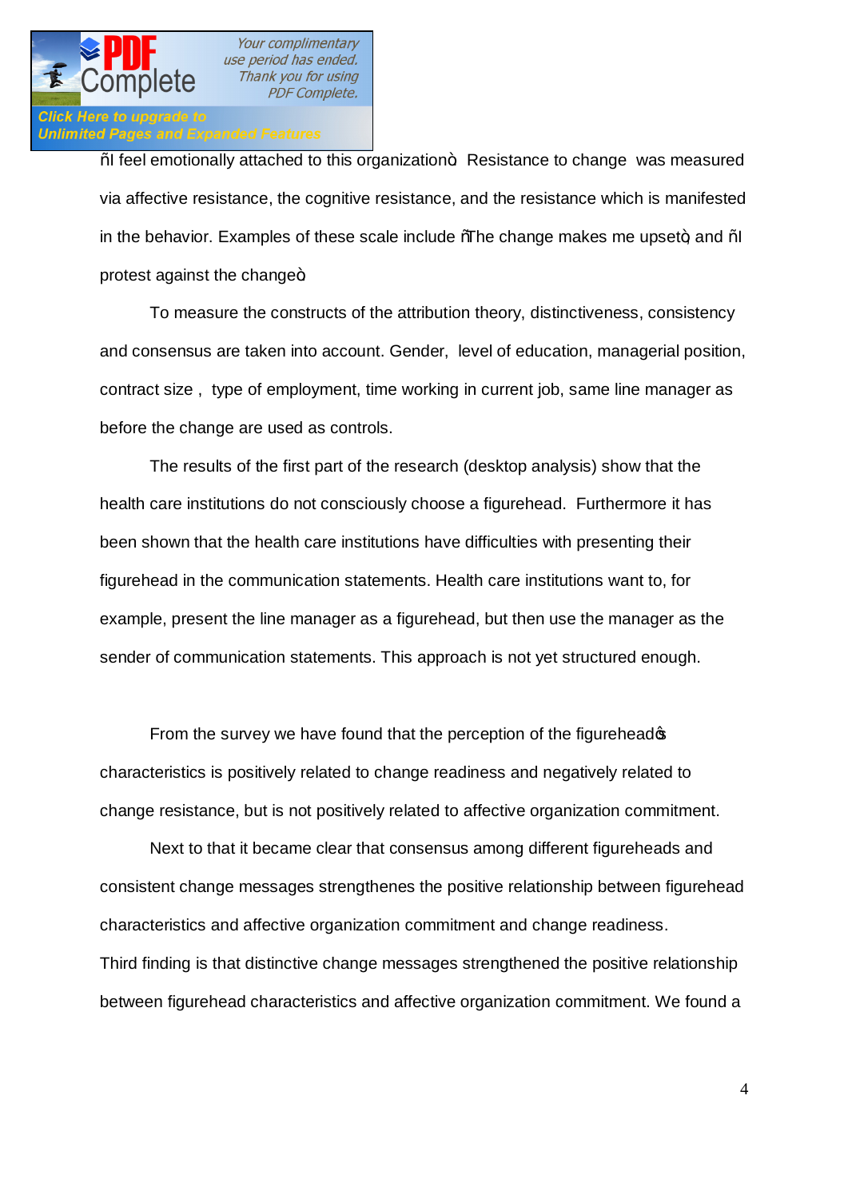ñI feel emotionally attached to this organizationò. Resistance to change was measured via affective resistance, the cognitive resistance, and the resistance which is manifested in the behavior. Examples of these scale include ñThe change makes me upsetò and ñI protest against the changeò.

To measure the constructs of the attribution theory, distinctiveness, consistency and consensus are taken into account. Gender, level of education, managerial position, contract size , type of employment, time working in current job, same line manager as before the change are used as controls.

The results of the first part of the research (desktop analysis) show that the health care institutions do not consciously choose a figurehead. Furthermore it has been shown that the health care institutions have difficulties with presenting their figurehead in the communication statements. Health care institutions want to, for example, present the line manager as a figurehead, but then use the manager as the sender of communication statements. This approach is not yet structured enough.

From the survey we have found that the perception of the figureheadôs characteristics is positively related to change readiness and negatively related to change resistance, but is not positively related to affective organization commitment.

Next to that it became clear that consensus among different figureheads and consistent change messages strengthenes the positive relationship between figurehead characteristics and affective organization commitment and change readiness.
Third finding is that distinctive change messages strengthened the positive relationship between figurehead characteristics and affective organization commitment. We found a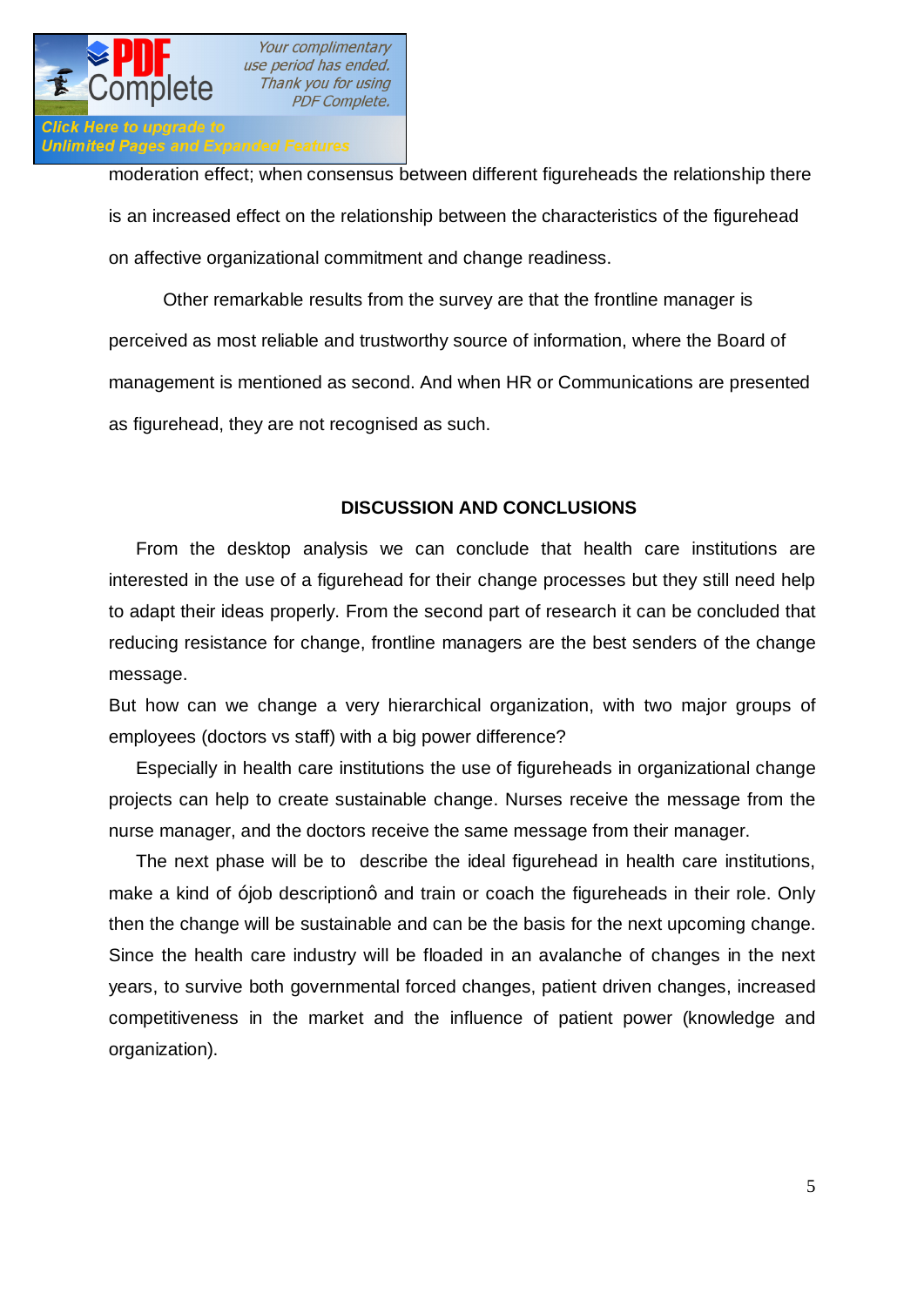moderation effect; when consensus between different figureheads the relationship there is an increased effect on the relationship between the characteristics of the figurehead on affective organizational commitment and change readiness.

Other remarkable results from the survey are that the frontline manager is perceived as most reliable and trustworthy source of information, where the Board of management is mentioned as second. And when HR or Communications are presented as figurehead, they are not recognised as such.

## DISCUSSION AND CONCLUSIONS

From the desktop analysis we can conclude that health care institutions are interested in the use of a figurehead for their change processes but they still need help to adapt their ideas properly. From the second part of research it can be concluded that reducing resistance for change, frontline managers are the best senders of the change message.

But how can we change a very hierarchical organization, with two major groups of employees (doctors vs staff) with a big power difference?

Especially in health care institutions the use of figureheads in organizational change projects can help to create sustainable change. Nurses receive the message from the nurse manager, and the doctors receive the same message from their manager.

The next phase will be to describe the ideal figurehead in health care institutions, make a kind of ójob descriptionô and train or coach the figureheads in their role. Only then the change will be sustainable and can be the basis for the next upcoming change. Since the health care industry will be floaded in an avalanche of changes in the next years, to survive both governmental forced changes, patient driven changes, increased competitiveness in the market and the influence of patient power (knowledge and organization).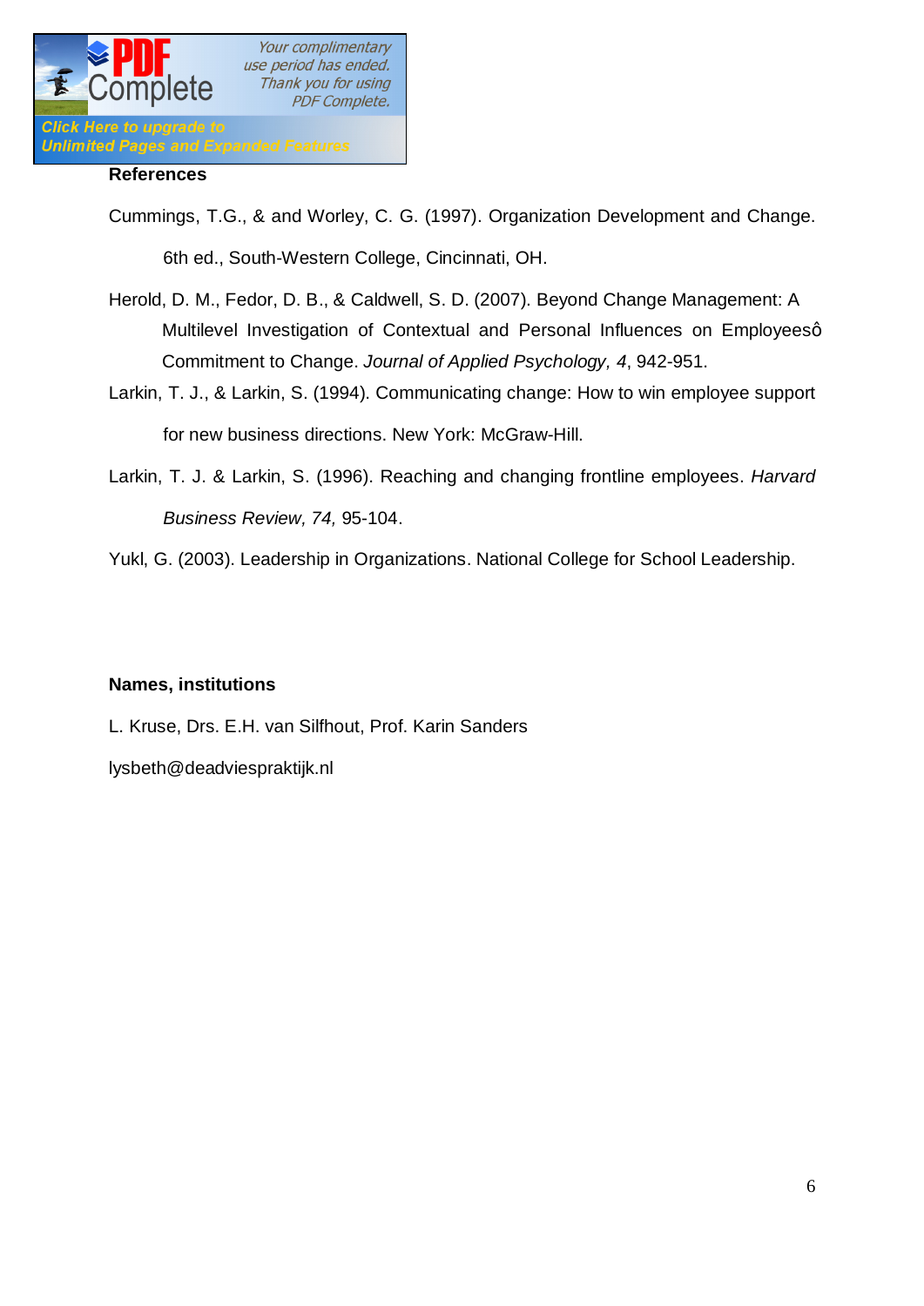**References**

Cummings, T.G., & and Worley, C. G. (1997). Organization Development and Change. 6th ed., South-Western College, Cincinnati, OH.

Herold, D. M., Fedor, D. B., & Caldwell, S. D. (2007). Beyond Change Management: A Multilevel Investigation of Contextual and Personal Influences on Employeesô Commitment to Change. *Journal of Applied Psychology, 4*, 942-951.

Larkin, T. J., & Larkin, S. (1994). Communicating change: How to win employee support for new business directions. New York: McGraw-Hill.

Larkin, T. J. & Larkin, S. (1996). Reaching and changing frontline employees. *Harvard Business Review, 74,* 95-104.

Yukl, G. (2003). Leadership in Organizations. National College for School Leadership.

**Names, institutions**

L. Kruse, Drs. E.H. van Silfhout, Prof. Karin Sanders

lysbeth@deadviespraktijk.nl